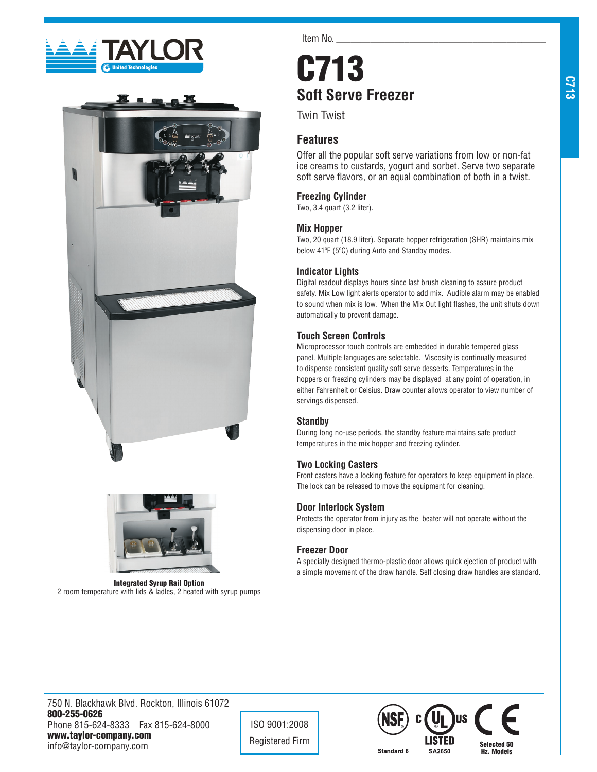Item No. ______________________________

# C713

## Soft Serve Freezer

Twin Twist

## Features

Offer all the popular soft serve variations from low or non-fat ice creams to custards, yogurt and sorbet. Serve two separate soft serve flavors, or an equal combination of both in a twist.

### Freezing Cylinder

Two, 3.4 quart (3.2 liter).

### Mix Hopper

Two, 20 quart (18.9 liter). Separate hopper refrigeration (SHR) maintains mix below 41ºF (5ºC) during Auto and Standby modes.

### Indicator Lights

Digital readout displays hours since last brush cleaning to assure product safety. Mix Low light alerts operator to add mix. Audible alarm may be enabled to sound when mix is low. When the Mix Out light flashes, the unit shuts down automatically to prevent damage.

### Touch Screen Controls

Microprocessor touch controls are embedded in durable tempered glass panel. Multiple languages are selectable. Viscosity is continually measured to dispense consistent quality soft serve desserts. Temperatures in the hoppers or freezing cylinders may be displayed at any point of operation, in either Fahrenheit or Celsius. Draw counter allows operator to view number of servings dispensed.

### Standby

During long no-use periods, the standby feature maintains safe product temperatures in the mix hopper and freezing cylinder.

### Two Locking Casters

Front casters have a locking feature for operators to keep equipment in place. The lock can be released to move the equipment for cleaning.

### Door Interlock System

Protects the operator from injury as the beater will not operate without the dispensing door in place.

### Freezer Door

A specially designed thermo-plastic door allows quick ejection of product with a simple movement of the draw handle. Self closing draw handles are standard.

**Integrated Syrup Rail Option**
2 room temperature with lids & ladles, 2 heated with syrup pumps

750 N. Blackhawk Blvd. Rockton, Illinois 61072
**800-255-0626**
Phone 815-624-8333 Fax 815-624-8000
**www.taylor-company.com**
info@taylor-company.com

ISO 9001:2008
Registered Firm

NSF Standard 6 | c UL us LISTED SA2650 | CE Selected 50 Hz. Models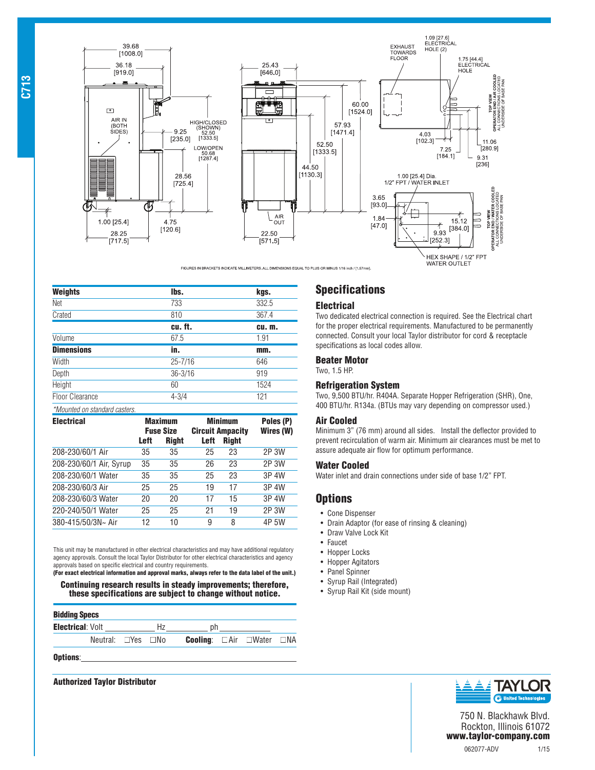39.68
[1008.0]

36.18
[919.0]

AIR IN
(BOTH
SIDES)

9.25
[235.0]

HIGH/CLOSED
(SHOWN)
52.50
[1333.5]

LOW/OPEN
50.68
[1287.4]

28.56
[725.4]

1.00 [25.4]

4.75
[120.6]

28.25
[717.5]

25.43
[646.0]

60.00
[1524.0]

57.93
[1471.4]

52.50
[1333.5]

44.50
[1130.3]

AIR
OUT

22.50
[571.5]

EXHAUST
TOWARDS
FLOOR

1.09 [27.6]
ELECTRICAL
HOLE (2)

1.75 [44.4]
ELECTRICAL
HOLE

TOP VIEW
OPERATOR END / AIR COOLED
ALL CONNECTIONS LOCATED
UNDERSIDE OF BASE PAN

4.03
[102.3]

7.25
[184.1]

11.06
[280.9]

9.31
[236]

1.00 [25.4] Dia.
1/2" FPT / WATER INLET

3.65
[93.0]

1.84
[47.0]

15.12
[384.0]

9.93
[252.3]

TOP VIEW
OPERATOR END / WATER COOLED
ALL CONNECTIONS LOCATED
UNDERSIDE OF BASE PAN

HEX SHAPE / 1/2" FPT
WATER OUTLET

FIGURES IN BRACKETS INDICATE MILLIMETERS. ALL DIMENSIONS EQUAL TO PLUS OR MINUS 1/16 inch / [1.57mm].

| **Weights** | **lbs.** | **kgs.** |
|---|---|---|
| Net | 733 | 332.5 |
| Crated | 810 | 367.4 |
| | **cu. ft.** | **cu. m.** |
| Volume | 67.5 | 1.91 |
| **Dimensions** | **in.** | **mm.** |
| Width | 25-7/16 | 646 |
| Depth | 36-3/16 | 919 |
| Height | 60 | 1524 |
| Floor Clearance | 4-3/4 | 121 |

*Mounted on standard casters.*

| **Electrical** | **Maximum Fuse Size** | | **Minimum Circuit Ampacity** | | **Poles (P) Wires (W)** |
|---|---|---|---|---|---|
| | **Left** | **Right** | **Left** | **Right** | |
| 208-230/60/1 Air | 35 | 35 | 25 | 23 | 2P 3W |
| 208-230/60/1 Air, Syrup | 35 | 35 | 26 | 23 | 2P 3W |
| 208-230/60/1 Water | 35 | 35 | 25 | 23 | 3P 4W |
| 208-230/60/3 Air | 25 | 25 | 19 | 17 | 3P 4W |
| 208-230/60/3 Water | 20 | 20 | 17 | 15 | 3P 4W |
| 220-240/50/1 Water | 25 | 25 | 21 | 19 | 2P 3W |
| 380-415/50/3N~ Air | 12 | 10 | 9 | 8 | 4P 5W |

This unit may be manufactured in other electrical characteristics and may have additional regulatory agency approvals. Consult the local Taylor Distributor for other electrical characteristics and agency approvals based on specific electrical and country requirements.
**(For exact electrical information and approval marks, always refer to the data label of the unit.)**

**Continuing research results in steady improvements; therefore, these specifications are subject to change without notice.**

**Bidding Specs**

**Electrical**: Volt ____________ Hz __________ ph ____________

Neutral: ☐Yes ☐No **Cooling**: ☐Air ☐Water ☐NA

**Options**: ________________________________________

**Authorized Taylor Distributor**

## Specifications

### Electrical

Two dedicated electrical connection is required. See the Electrical chart for the proper electrical requirements. Manufactured to be permanently connected. Consult your local Taylor distributor for cord & receptacle specifications as local codes allow.

### Beater Motor

Two, 1.5 HP.

### Refrigeration System

Two, 9,500 BTU/hr. R404A. Separate Hopper Refrigeration (SHR), One, 400 BTU/hr. R134a. (BTUs may vary depending on compressor used.)

### Air Cooled

Minimum 3" (76 mm) around all sides. Install the deflector provided to prevent recirculation of warm air. Minimum air clearances must be met to assure adequate air flow for optimum performance.

### Water Cooled

Water inlet and drain connections under side of base 1/2" FPT.

## Options

- Cone Dispenser
- Drain Adaptor (for ease of rinsing & cleaning)
- Draw Valve Lock Kit
- Faucet
- Hopper Locks
- Hopper Agitators
- Panel Spinner
- Syrup Rail (Integrated)
- Syrup Rail Kit (side mount)

TAYLOR
United Technologies

750 N. Blackhawk Blvd.
Rockton, Illinois 61072
**www.taylor-company.com**

062077-ADV 1/15